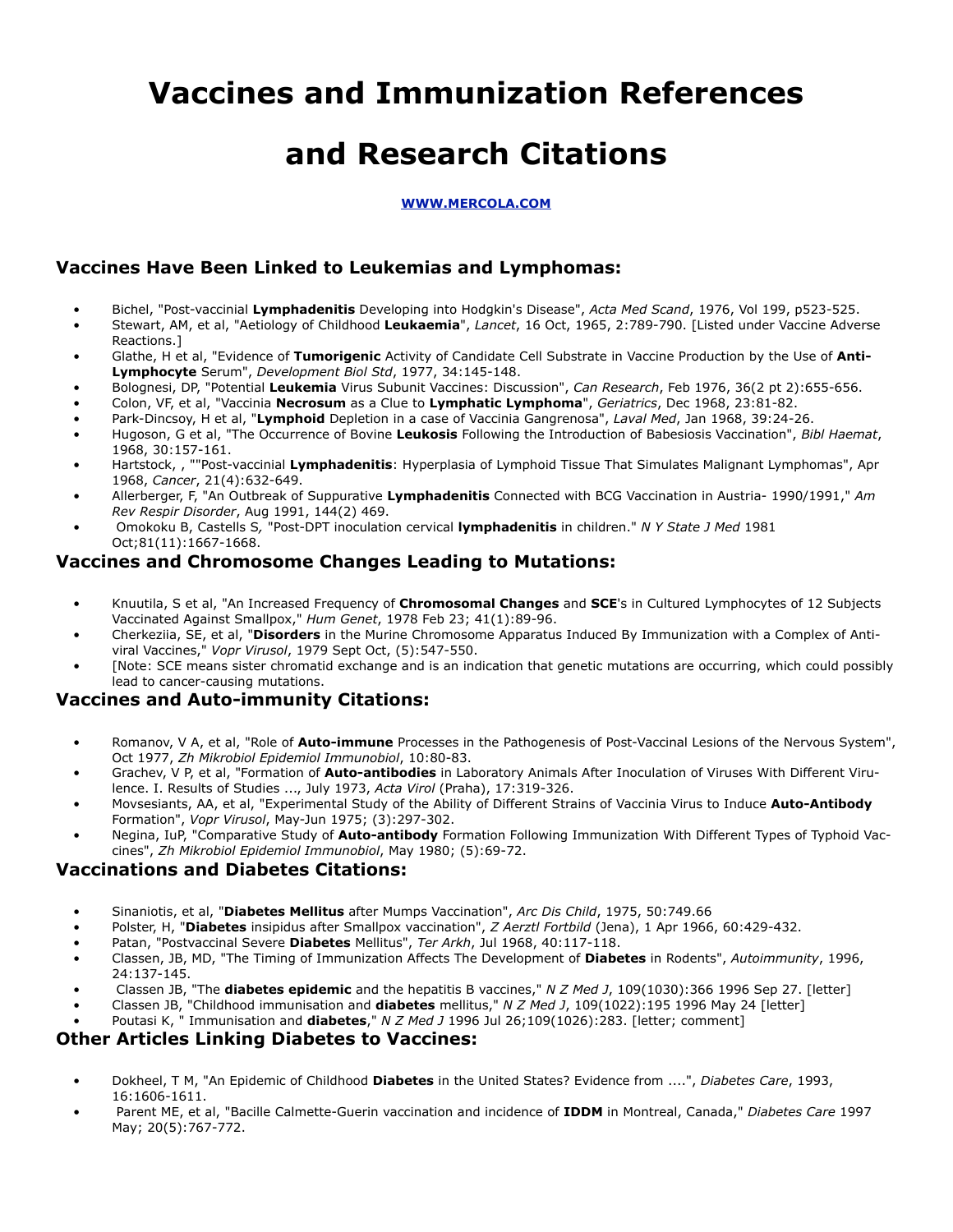# Vaccines and Immunization References and Research Citations

**[WWW.MERCOLA.COM](http://www.mercola.com)**

### Vaccines Have Been Linked to Leukemias and Lymphomas:

- Bichel, "Post-vaccinial **Lymphadenitis** Developing into Hodgkin's Disease", *Acta Med Scand*, 1976, Vol 199, p523-525.
- Stewart, AM, et al, "Aetiology of Childhood **Leukaemia**", *Lancet*, 16 Oct, 1965, 2:789-790. [Listed under Vaccine Adverse Reactions.]
- Glathe, H et al, "Evidence of **Tumorigenic** Activity of Candidate Cell Substrate in Vaccine Production by the Use of **Anti-Lymphocyte** Serum", *Development Biol Std*, 1977, 34:145-148.
- Bolognesi, DP, "Potential **Leukemia** Virus Subunit Vaccines: Discussion", *Can Research*, Feb 1976, 36(2 pt 2):655-656.
- Colon, VF, et al, "Vaccinia **Necrosum** as a Clue to **Lymphatic Lymphoma**", *Geriatrics*, Dec 1968, 23:81-82.
- Park-Dincsoy, H et al, "**Lymphoid** Depletion in a case of Vaccinia Gangrenosa", *Laval Med*, Jan 1968, 39:24-26.
- Hugoson, G et al, "The Occurrence of Bovine **Leukosis** Following the Introduction of Babesiosis Vaccination", *Bibl Haemat*, 1968, 30:157-161.
- Hartstock, , ""Post-vaccinial **Lymphadenitis**: Hyperplasia of Lymphoid Tissue That Simulates Malignant Lymphomas", Apr 1968, *Cancer*, 21(4):632-649.
- Allerberger, F, "An Outbreak of Suppurative **Lymphadenitis** Connected with BCG Vaccination in Austria- 1990/1991," *Am Rev Respir Disorder*, Aug 1991, 144(2) 469.
- Omokoku B, Castells S*,* "Post-DPT inoculation cervical **lymphadenitis** in children." *N Y State J Med* 1981 Oct;81(11):1667-1668.

### Vaccines and Chromosome Changes Leading to Mutations:

- Knuutila, S et al, "An Increased Frequency of **Chromosomal Changes** and **SCE**'s in Cultured Lymphocytes of 12 Subjects Vaccinated Against Smallpox," *Hum Genet*, 1978 Feb 23; 41(1):89-96.
- Cherkeziia, SE, et al, "**Disorders** in the Murine Chromosome Apparatus Induced By Immunization with a Complex of Anti-viral Vaccines," *Vopr Virusol*, 1979 Sept Oct, (5):547-550.
- [Note: SCE means sister chromatid exchange and is an indication that genetic mutations are occurring, which could possibly lead to cancer-causing mutations.

### Vaccines and Auto-immunity Citations:

- Romanov, V A, et al, "Role of **Auto-immune** Processes in the Pathogenesis of Post-Vaccinal Lesions of the Nervous System", Oct 1977, *Zh Mikrobiol Epidemiol Immunobiol*, 10:80-83.
- Grachev, V P, et al, "Formation of **Auto-antibodies** in Laboratory Animals After Inoculation of Viruses With Different Virulence. I. Results of Studies ..., July 1973, *Acta Virol* (Praha), 17:319-326.
- Movsesiants, AA, et al, "Experimental Study of the Ability of Different Strains of Vaccinia Virus to Induce **Auto-Antibody** Formation", *Vopr Virusol*, May-Jun 1975; (3):297-302.
- Negina, IuP, "Comparative Study of **Auto-antibody** Formation Following Immunization With Different Types of Typhoid Vaccines", *Zh Mikrobiol Epidemiol Immunobiol*, May 1980; (5):69-72.

### Vaccinations and Diabetes Citations:

- Sinaniotis, et al, "**Diabetes Mellitus** after Mumps Vaccination", *Arc Dis Child*, 1975, 50:749.66
- Polster, H, "**Diabetes** insipidus after Smallpox vaccination", *Z Aerztl Fortbild* (Jena), 1 Apr 1966, 60:429-432.
- Patan, "Postvaccinal Severe **Diabetes** Mellitus", *Ter Arkh*, Jul 1968, 40:117-118.
- Classen, JB, MD, "The Timing of Immunization Affects The Development of **Diabetes** in Rodents", *Autoimmunity*, 1996, 24:137-145.
- Classen JB, "The **diabetes epidemic** and the hepatitis B vaccines," *N Z Med J*, 109(1030):366 1996 Sep 27. [letter]
- Classen JB, "Childhood immunisation and **diabetes** mellitus," *N Z Med J*, 109(1022):195 1996 May 24 [letter]
- Poutasi K, " Immunisation and **diabetes**," *N Z Med J* 1996 Jul 26;109(1026):283. [letter; comment]

### Other Articles Linking Diabetes to Vaccines:

- Dokheel, T M, "An Epidemic of Childhood **Diabetes** in the United States? Evidence from ....", *Diabetes Care*, 1993, 16:1606-1611.
- Parent ME, et al, "Bacille Calmette-Guerin vaccination and incidence of **IDDM** in Montreal, Canada," *Diabetes Care* 1997 May; 20(5):767-772.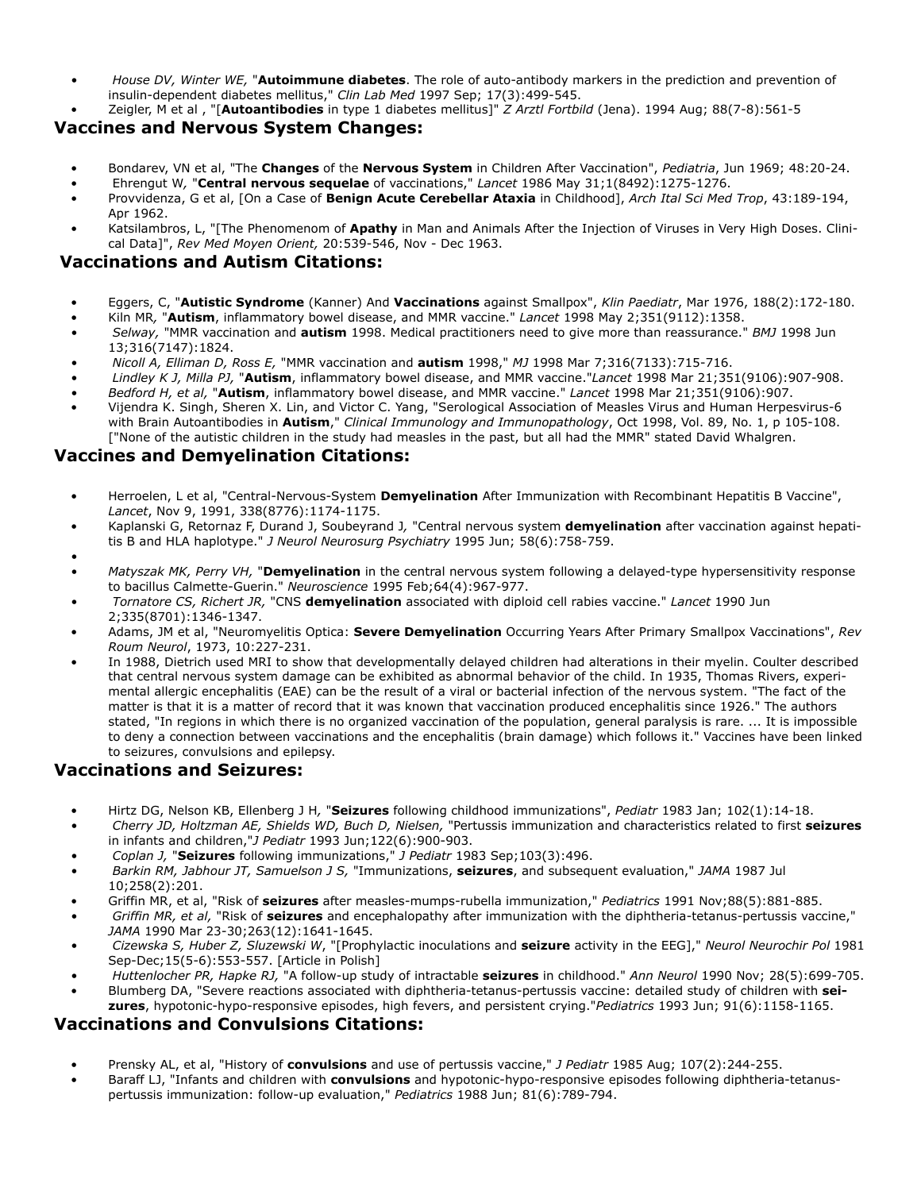- *House DV, Winter WE,* "**Autoimmune diabetes**. The role of auto-antibody markers in the prediction and prevention of insulin-dependent diabetes mellitus," *Clin Lab Med* 1997 Sep; 17(3):499-545.
- Zeigler, M et al , "[**Autoantibodies** in type 1 diabetes mellitus]" *Z Arztl Fortbild* (Jena). 1994 Aug; 88(7-8):561-5

## Vaccines and Nervous System Changes:

- Bondarev, VN et al, "The **Changes** of the **Nervous System** in Children After Vaccination", *Pediatria*, Jun 1969; 48:20-24.
- Ehrengut W, "**Central nervous sequelae** of vaccinations," *Lancet* 1986 May 31;1(8492):1275-1276.
- Provvidenza, G et al, [On a Case of **Benign Acute Cerebellar Ataxia** in Childhood], *Arch Ital Sci Med Trop*, 43:189-194, Apr 1962.
- Katsilambros, L, "[The Phenomenom of **Apathy** in Man and Animals After the Injection of Viruses in Very High Doses. Clinical Data]", *Rev Med Moyen Orient,* 20:539-546, Nov - Dec 1963.

## Vaccinations and Autism Citations:

- Eggers, C, "**Autistic Syndrome** (Kanner) And **Vaccinations** against Smallpox", *Klin Paediatr*, Mar 1976, 188(2):172-180.
- Kiln MR, "**Autism**, inflammatory bowel disease, and MMR vaccine." *Lancet* 1998 May 2;351(9112):1358.
- *Selway,* "MMR vaccination and **autism** 1998. Medical practitioners need to give more than reassurance." *BMJ* 1998 Jun 13;316(7147):1824.
- *Nicoll A, Elliman D, Ross E,* "MMR vaccination and **autism** 1998," *MJ* 1998 Mar 7;316(7133):715-716.
- *Lindley K J, Milla PJ,* "**Autism**, inflammatory bowel disease, and MMR vaccine."*Lancet* 1998 Mar 21;351(9106):907-908.
- *Bedford H, et al,* "**Autism**, inflammatory bowel disease, and MMR vaccine." *Lancet* 1998 Mar 21;351(9106):907.
- Vijendra K. Singh, Sheren X. Lin, and Victor C. Yang, "Serological Association of Measles Virus and Human Herpesvirus-6 with Brain Autoantibodies in **Autism**," *Clinical Immunology and Immunopathology*, Oct 1998, Vol. 89, No. 1, p 105-108. ["None of the autistic children in the study had measles in the past, but all had the MMR" stated David Whalgren.

## Vaccines and Demyelination Citations:

- Herroelen, L et al, "Central-Nervous-System **Demyelination** After Immunization with Recombinant Hepatitis B Vaccine", *Lancet*, Nov 9, 1991, 338(8776):1174-1175.
- Kaplanski G, Retornaz F, Durand J, Soubeyrand J, "Central nervous system **demyelination** after vaccination against hepatitis B and HLA haplotype." *J Neurol Neurosurg Psychiatry* 1995 Jun; 58(6):758-759.
- *Matyszak MK, Perry VH,* "**Demyelination** in the central nervous system following a delayed-type hypersensitivity response to bacillus Calmette-Guerin." *Neuroscience* 1995 Feb;64(4):967-977.
- *Tornatore CS, Richert JR,* "CNS **demyelination** associated with diploid cell rabies vaccine." *Lancet* 1990 Jun 2;335(8701):1346-1347.
- Adams, JM et al, "Neuromyelitis Optica: **Severe Demyelination** Occurring Years After Primary Smallpox Vaccinations", *Rev Roum Neurol*, 1973, 10:227-231.
- In 1988, Dietrich used MRI to show that developmentally delayed children had alterations in their myelin. Coulter described that central nervous system damage can be exhibited as abnormal behavior of the child. In 1935, Thomas Rivers, experimental allergic encephalitis (EAE) can be the result of a viral or bacterial infection of the nervous system. "The fact of the matter is that it is a matter of record that it was known that vaccination produced encephalitis since 1926." The authors stated, "In regions in which there is no organized vaccination of the population, general paralysis is rare. ... It is impossible to deny a connection between vaccinations and the encephalitis (brain damage) which follows it." Vaccines have been linked to seizures, convulsions and epilepsy.

## Vaccinations and Seizures:

- Hirtz DG, Nelson KB, Ellenberg J H, "**Seizures** following childhood immunizations", *Pediatr* 1983 Jan; 102(1):14-18.
- *Cherry JD, Holtzman AE, Shields WD, Buch D, Nielsen,* "Pertussis immunization and characteristics related to first **seizures** in infants and children,"*J Pediatr* 1993 Jun;122(6):900-903.
- *Coplan J,* "**Seizures** following immunizations," *J Pediatr* 1983 Sep;103(3):496.
- *Barkin RM, Jabhour JT, Samuelson J S,* "Immunizations, **seizures**, and subsequent evaluation," *JAMA* 1987 Jul 10;258(2):201.
- Griffin MR, et al, "Risk of **seizures** after measles-mumps-rubella immunization," *Pediatrics* 1991 Nov;88(5):881-885.
- *Griffin MR, et al,* "Risk of **seizures** and encephalopathy after immunization with the diphtheria-tetanus-pertussis vaccine," *JAMA* 1990 Mar 23-30;263(12):1641-1645.
- *Cizewska S, Huber Z, Sluzewski W*, "[Prophylactic inoculations and **seizure** activity in the EEG]," *Neurol Neurochir Pol* 1981 Sep-Dec;15(5-6):553-557. [Article in Polish]
- *Huttenlocher PR, Hapke RJ,* "A follow-up study of intractable **seizures** in childhood." *Ann Neurol* 1990 Nov; 28(5):699-705.
- Blumberg DA, "Severe reactions associated with diphtheria-tetanus-pertussis vaccine: detailed study of children with **seizures**, hypotonic-hypo-responsive episodes, high fevers, and persistent crying."*Pediatrics* 1993 Jun; 91(6):1158-1165.

## Vaccinations and Convulsions Citations:

- Prensky AL, et al, "History of **convulsions** and use of pertussis vaccine," *J Pediatr* 1985 Aug; 107(2):244-255.
- Baraff LJ, "Infants and children with **convulsions** and hypotonic-hypo-responsive episodes following diphtheria-tetanus-pertussis immunization: follow-up evaluation," *Pediatrics* 1988 Jun; 81(6):789-794.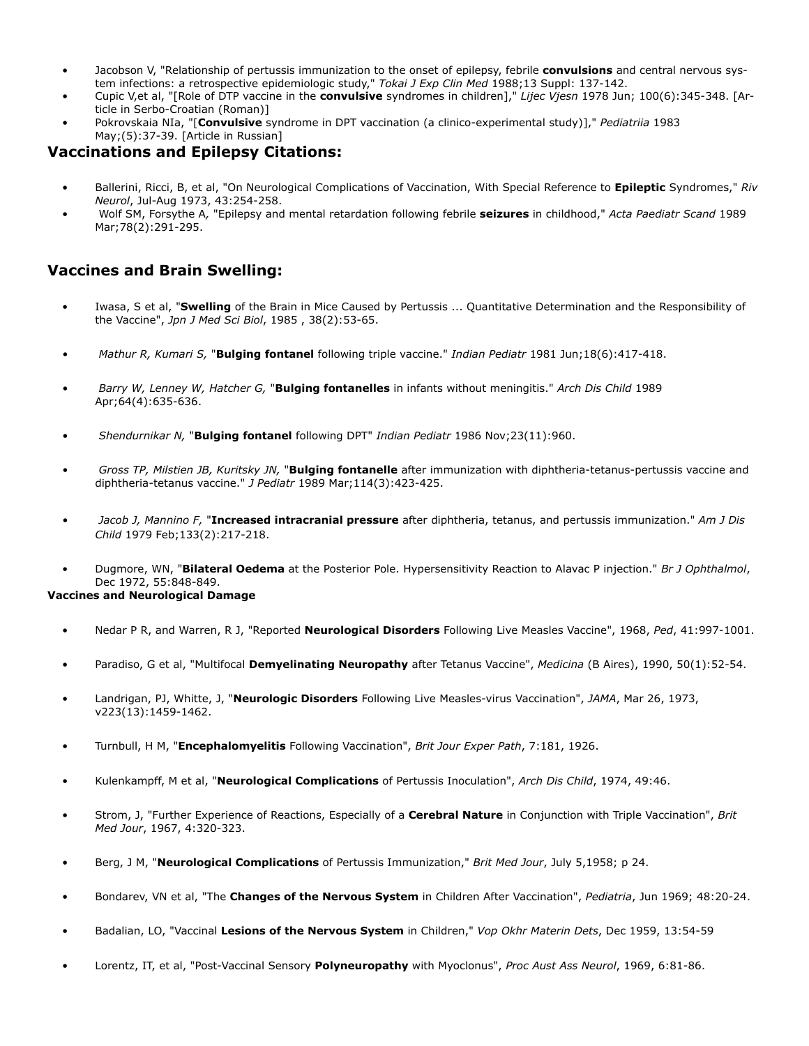- Jacobson V, "Relationship of pertussis immunization to the onset of epilepsy, febrile **convulsions** and central nervous system infections: a retrospective epidemiologic study," *Tokai J Exp Clin Med* 1988;13 Suppl: 137-142.
- Cupic V,et al, "[Role of DTP vaccine in the **convulsive** syndromes in children]," *Lijec Vjesn* 1978 Jun; 100(6):345-348. [Article in Serbo-Croatian (Roman)]
- Pokrovskaia NIa, "[**Convulsive** syndrome in DPT vaccination (a clinico-experimental study)]," *Pediatriia* 1983 May;(5):37-39. [Article in Russian]

## Vaccinations and Epilepsy Citations:

- Ballerini, Ricci, B, et al, "On Neurological Complications of Vaccination, With Special Reference to **Epileptic** Syndromes," *Riv Neurol*, Jul-Aug 1973, 43:254-258.
- Wolf SM, Forsythe A, "Epilepsy and mental retardation following febrile **seizures** in childhood," *Acta Paediatr Scand* 1989 Mar;78(2):291-295.

## Vaccines and Brain Swelling:

- Iwasa, S et al, "**Swelling** of the Brain in Mice Caused by Pertussis ... Quantitative Determination and the Responsibility of the Vaccine", *Jpn J Med Sci Biol*, 1985 , 38(2):53-65.
- *Mathur R, Kumari S,* "**Bulging fontanel** following triple vaccine." *Indian Pediatr* 1981 Jun;18(6):417-418.
- *Barry W, Lenney W, Hatcher G,* "**Bulging fontanelles** in infants without meningitis." *Arch Dis Child* 1989 Apr;64(4):635-636.
- *Shendurnikar N,* "**Bulging fontanel** following DPT" *Indian Pediatr* 1986 Nov;23(11):960.
- *Gross TP, Milstien JB, Kuritsky JN,* "**Bulging fontanelle** after immunization with diphtheria-tetanus-pertussis vaccine and diphtheria-tetanus vaccine." *J Pediatr* 1989 Mar;114(3):423-425.
- *Jacob J, Mannino F,* "**Increased intracranial pressure** after diphtheria, tetanus, and pertussis immunization." *Am J Dis Child* 1979 Feb;133(2):217-218.
- Dugmore, WN, "**Bilateral Oedema** at the Posterior Pole. Hypersensitivity Reaction to Alavac P injection." *Br J Ophthalmol*, Dec 1972, 55:848-849.

**Vaccines and Neurological Damage**

- Nedar P R, and Warren, R J, "Reported **Neurological Disorders** Following Live Measles Vaccine", 1968, *Ped*, 41:997-1001.
- Paradiso, G et al, "Multifocal **Demyelinating Neuropathy** after Tetanus Vaccine", *Medicina* (B Aires), 1990, 50(1):52-54.
- Landrigan, PJ, Whitte, J, "**Neurologic Disorders** Following Live Measles-virus Vaccination", *JAMA*, Mar 26, 1973, v223(13):1459-1462.
- Turnbull, H M, "**Encephalomyelitis** Following Vaccination", *Brit Jour Exper Path*, 7:181, 1926.
- Kulenkampff, M et al, "**Neurological Complications** of Pertussis Inoculation", *Arch Dis Child*, 1974, 49:46.
- Strom, J, "Further Experience of Reactions, Especially of a **Cerebral Nature** in Conjunction with Triple Vaccination", *Brit Med Jour*, 1967, 4:320-323.
- Berg, J M, "**Neurological Complications** of Pertussis Immunization," *Brit Med Jour*, July 5,1958; p 24.
- Bondarev, VN et al, "The **Changes of the Nervous System** in Children After Vaccination", *Pediatria*, Jun 1969; 48:20-24.
- Badalian, LO, "Vaccinal **Lesions of the Nervous System** in Children," *Vop Okhr Materin Dets*, Dec 1959, 13:54-59
- Lorentz, IT, et al, "Post-Vaccinal Sensory **Polyneuropathy** with Myoclonus", *Proc Aust Ass Neurol*, 1969, 6:81-86.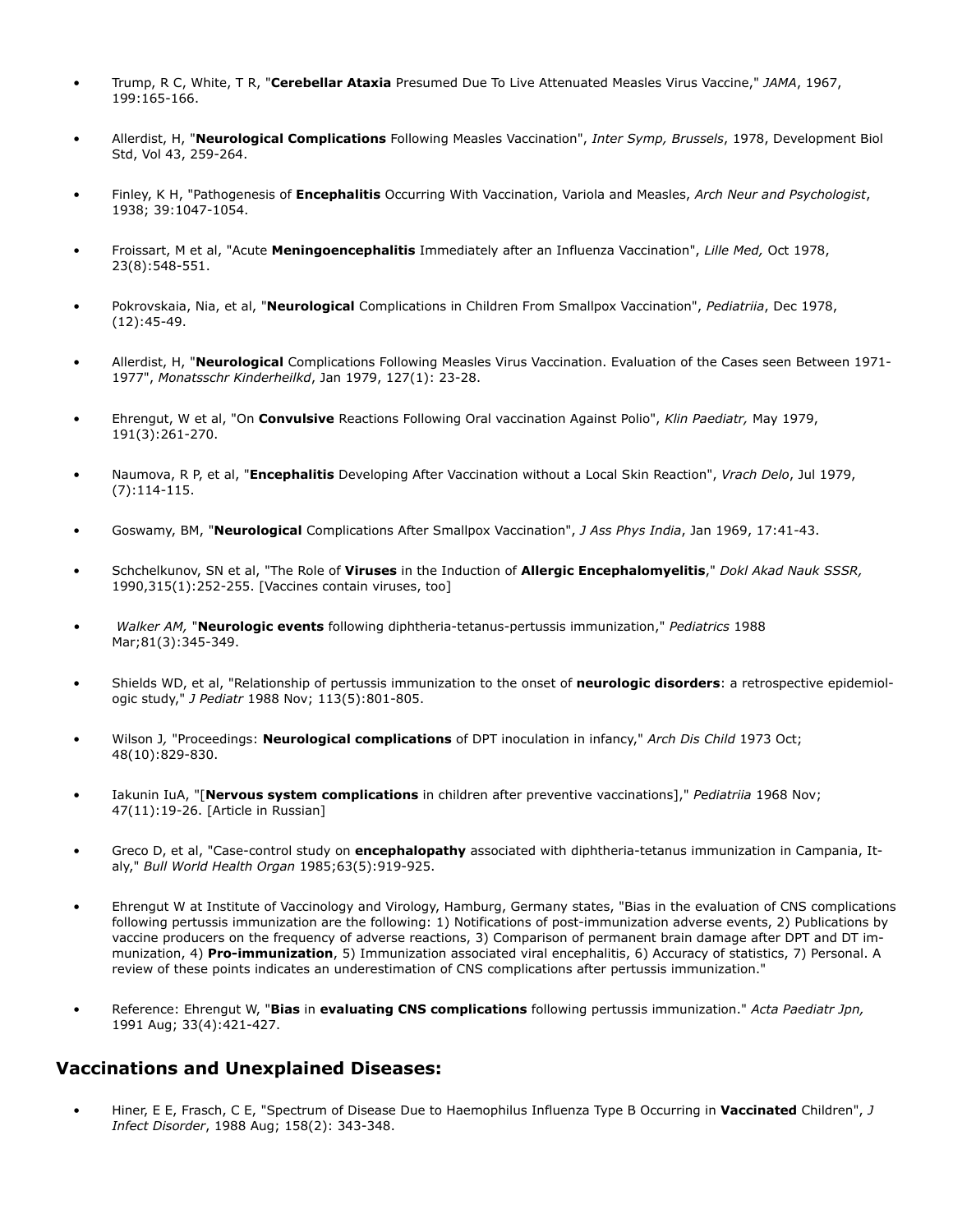- Trump, R C, White, T R, "**Cerebellar Ataxia** Presumed Due To Live Attenuated Measles Virus Vaccine," *JAMA*, 1967, 199:165-166.

- Allerdist, H, "**Neurological Complications** Following Measles Vaccination", *Inter Symp, Brussels*, 1978, Development Biol Std, Vol 43, 259-264.

- Finley, K H, "Pathogenesis of **Encephalitis** Occurring With Vaccination, Variola and Measles, *Arch Neur and Psychologist*, 1938; 39:1047-1054.

- Froissart, M et al, "Acute **Meningoencephalitis** Immediately after an Influenza Vaccination", *Lille Med,* Oct 1978, 23(8):548-551.

- Pokrovskaia, Nia, et al, "**Neurological** Complications in Children From Smallpox Vaccination", *Pediatriia*, Dec 1978, (12):45-49.

- Allerdist, H, "**Neurological** Complications Following Measles Virus Vaccination. Evaluation of the Cases seen Between 1971-1977", *Monatsschr Kinderheilkd*, Jan 1979, 127(1): 23-28.

- Ehrengut, W et al, "On **Convulsive** Reactions Following Oral vaccination Against Polio", *Klin Paediatr,* May 1979, 191(3):261-270.

- Naumova, R P, et al, "**Encephalitis** Developing After Vaccination without a Local Skin Reaction", *Vrach Delo*, Jul 1979, (7):114-115.

- Goswamy, BM, "**Neurological** Complications After Smallpox Vaccination", *J Ass Phys India*, Jan 1969, 17:41-43.

- Schchelkunov, SN et al, "The Role of **Viruses** in the Induction of **Allergic Encephalomyelitis**," *Dokl Akad Nauk SSSR,* 1990,315(1):252-255. [Vaccines contain viruses, too]

- *Walker AM,* "**Neurologic events** following diphtheria-tetanus-pertussis immunization," *Pediatrics* 1988 Mar;81(3):345-349.

- Shields WD, et al, "Relationship of pertussis immunization to the onset of **neurologic disorders**: a retrospective epidemiologic study," *J Pediatr* 1988 Nov; 113(5):801-805.

- Wilson J*,* "Proceedings: **Neurological complications** of DPT inoculation in infancy," *Arch Dis Child* 1973 Oct; 48(10):829-830.

- Iakunin IuA, "[**Nervous system complications** in children after preventive vaccinations]," *Pediatriia* 1968 Nov; 47(11):19-26. [Article in Russian]

- Greco D, et al, "Case-control study on **encephalopathy** associated with diphtheria-tetanus immunization in Campania, Italy," *Bull World Health Organ* 1985;63(5):919-925.

- Ehrengut W at Institute of Vaccinology and Virology, Hamburg, Germany states, "Bias in the evaluation of CNS complications following pertussis immunization are the following: 1) Notifications of post-immunization adverse events, 2) Publications by vaccine producers on the frequency of adverse reactions, 3) Comparison of permanent brain damage after DPT and DT immunization, 4) **Pro-immunization**, 5) Immunization associated viral encephalitis, 6) Accuracy of statistics, 7) Personal. A review of these points indicates an underestimation of CNS complications after pertussis immunization."

- Reference: Ehrengut W, "**Bias** in **evaluating CNS complications** following pertussis immunization." *Acta Paediatr Jpn,* 1991 Aug; 33(4):421-427.

## Vaccinations and Unexplained Diseases:

- Hiner, E E, Frasch, C E, "Spectrum of Disease Due to Haemophilus Influenza Type B Occurring in **Vaccinated** Children", *J Infect Disorder*, 1988 Aug; 158(2): 343-348.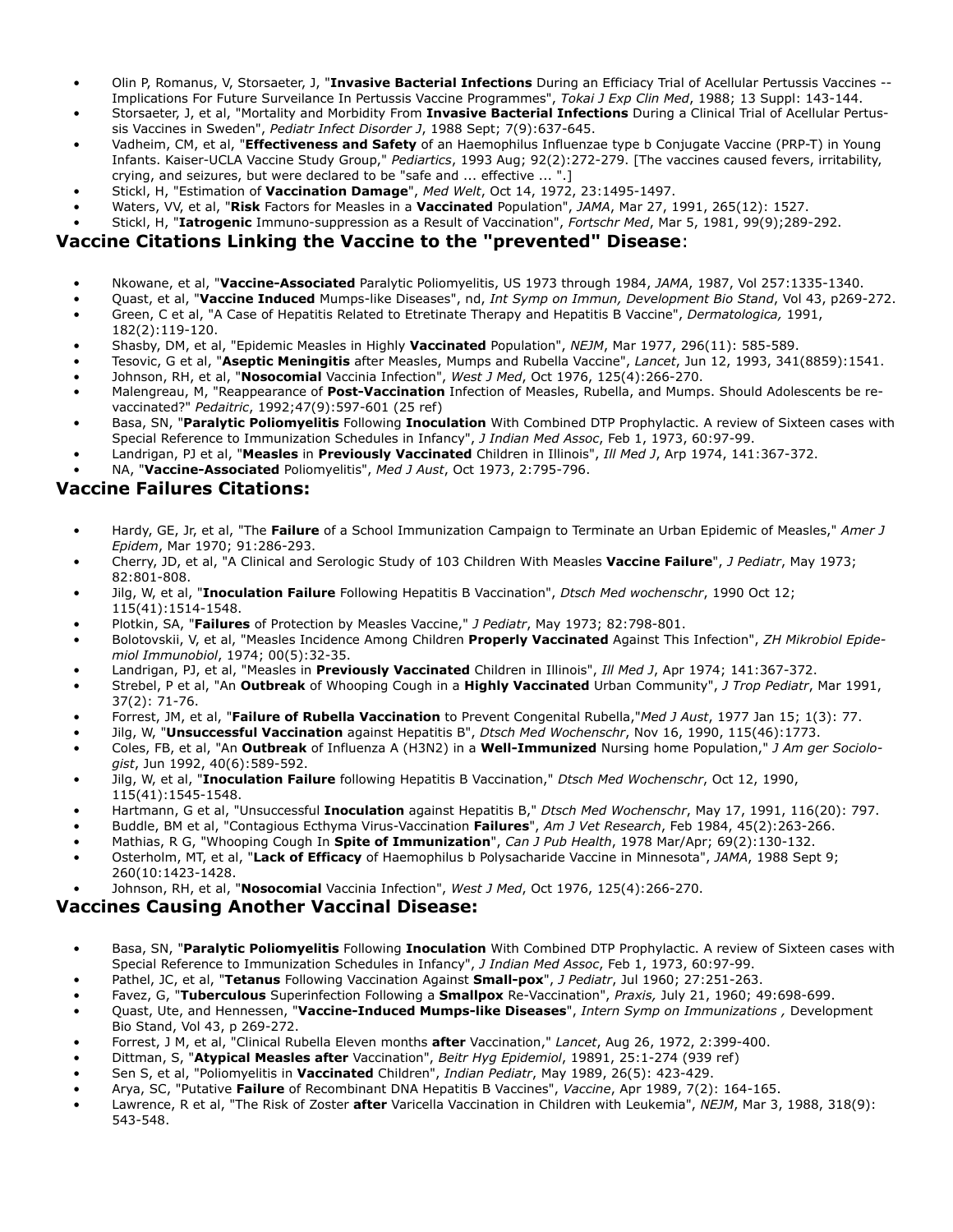- Olin P, Romanus, V, Storsaeter, J, "**Invasive Bacterial Infections** During an Efficiacy Trial of Acellular Pertussis Vaccines -- Implications For Future Surveilance In Pertussis Vaccine Programmes", *Tokai J Exp Clin Med*, 1988; 13 Suppl: 143-144.
- Storsaeter, J, et al, "Mortality and Morbidity From **Invasive Bacterial Infections** During a Clinical Trial of Acellular Pertussis Vaccines in Sweden", *Pediatr Infect Disorder J*, 1988 Sept; 7(9):637-645.
- Vadheim, CM, et al, "**Effectiveness and Safety** of an Haemophilus Influenzae type b Conjugate Vaccine (PRP-T) in Young Infants. Kaiser-UCLA Vaccine Study Group," *Pediartics*, 1993 Aug; 92(2):272-279. [The vaccines caused fevers, irritability, crying, and seizures, but were declared to be "safe and ... effective ... ".]
- Stickl, H, "Estimation of **Vaccination Damage**", *Med Welt*, Oct 14, 1972, 23:1495-1497.
- Waters, VV, et al, "**Risk** Factors for Measles in a **Vaccinated** Population", *JAMA*, Mar 27, 1991, 265(12): 1527.
- Stickl, H, "**Iatrogenic** Immuno-suppression as a Result of Vaccination", *Fortschr Med*, Mar 5, 1981, 99(9);289-292.

## Vaccine Citations Linking the Vaccine to the "prevented" Disease:

- Nkowane, et al, "**Vaccine-Associated** Paralytic Poliomyelitis, US 1973 through 1984, *JAMA*, 1987, Vol 257:1335-1340.
- Quast, et al, "**Vaccine Induced** Mumps-like Diseases", nd, *Int Symp on Immun, Development Bio Stand*, Vol 43, p269-272.
- Green, C et al, "A Case of Hepatitis Related to Etretinate Therapy and Hepatitis B Vaccine", *Dermatologica,* 1991, 182(2):119-120.
- Shasby, DM, et al, "Epidemic Measles in Highly **Vaccinated** Population", *NEJM*, Mar 1977, 296(11): 585-589.
- Tesovic, G et al, "**Aseptic Meningitis** after Measles, Mumps and Rubella Vaccine", *Lancet*, Jun 12, 1993, 341(8859):1541.
- Johnson, RH, et al, "**Nosocomial** Vaccinia Infection", *West J Med*, Oct 1976, 125(4):266-270.
- Malengreau, M, "Reappearance of **Post-Vaccination** Infection of Measles, Rubella, and Mumps. Should Adolescents be re-vaccinated?" *Pedaitric*, 1992;47(9):597-601 (25 ref)
- Basa, SN, "**Paralytic Poliomyelitis** Following **Inoculation** With Combined DTP Prophylactic. A review of Sixteen cases with Special Reference to Immunization Schedules in Infancy", *J Indian Med Assoc*, Feb 1, 1973, 60:97-99.
- Landrigan, PJ et al, "**Measles** in **Previously Vaccinated** Children in Illinois", *Ill Med J*, Arp 1974, 141:367-372.
- NA, "**Vaccine-Associated** Poliomyelitis", *Med J Aust*, Oct 1973, 2:795-796.

## Vaccine Failures Citations:

- Hardy, GE, Jr, et al, "The **Failure** of a School Immunization Campaign to Terminate an Urban Epidemic of Measles," *Amer J Epidem*, Mar 1970; 91:286-293.
- Cherry, JD, et al, "A Clinical and Serologic Study of 103 Children With Measles **Vaccine Failure**", *J Pediatr*, May 1973; 82:801-808.
- Jilg, W, et al, "**Inoculation Failure** Following Hepatitis B Vaccination", *Dtsch Med wochenschr*, 1990 Oct 12; 115(41):1514-1548.
- Plotkin, SA, "**Failures** of Protection by Measles Vaccine," *J Pediatr*, May 1973; 82:798-801.
- Bolotovskii, V, et al, "Measles Incidence Among Children **Properly Vaccinated** Against This Infection", *ZH Mikrobiol Epidemiol Immunobiol*, 1974; 00(5):32-35.
- Landrigan, PJ, et al, "Measles in **Previously Vaccinated** Children in Illinois", *Ill Med J*, Apr 1974; 141:367-372.
- Strebel, P et al, "An **Outbreak** of Whooping Cough in a **Highly Vaccinated** Urban Community", *J Trop Pediatr*, Mar 1991, 37(2): 71-76.
- Forrest, JM, et al, "**Failure of Rubella Vaccination** to Prevent Congenital Rubella,"*Med J Aust*, 1977 Jan 15; 1(3): 77.
- Jilg, W, "**Unsuccessful Vaccination** against Hepatitis B", *Dtsch Med Wochenschr*, Nov 16, 1990, 115(46):1773.
- Coles, FB, et al, "An **Outbreak** of Influenza A (H3N2) in a **Well-Immunized** Nursing home Population," *J Am ger Sociologist*, Jun 1992, 40(6):589-592.
- Jilg, W, et al, "**Inoculation Failure** following Hepatitis B Vaccination," *Dtsch Med Wochenschr*, Oct 12, 1990, 115(41):1545-1548.
- Hartmann, G et al, "Unsuccessful **Inoculation** against Hepatitis B," *Dtsch Med Wochenschr*, May 17, 1991, 116(20): 797.
- Buddle, BM et al, "Contagious Ecthyma Virus-Vaccination **Failures**", *Am J Vet Research*, Feb 1984, 45(2):263-266.
- Mathias, R G, "Whooping Cough In **Spite of Immunization**", *Can J Pub Health*, 1978 Mar/Apr; 69(2):130-132.
- Osterholm, MT, et al, "**Lack of Efficacy** of Haemophilus b Polysacharide Vaccine in Minnesota", *JAMA*, 1988 Sept 9; 260(10:1423-1428.
- Johnson, RH, et al, "**Nosocomial** Vaccinia Infection", *West J Med*, Oct 1976, 125(4):266-270.

## Vaccines Causing Another Vaccinal Disease:

- Basa, SN, "**Paralytic Poliomyelitis** Following **Inoculation** With Combined DTP Prophylactic. A review of Sixteen cases with Special Reference to Immunization Schedules in Infancy", *J Indian Med Assoc*, Feb 1, 1973, 60:97-99.
- Pathel, JC, et al, "**Tetanus** Following Vaccination Against **Small-pox**", *J Pediatr*, Jul 1960; 27:251-263.
- Favez, G, "**Tuberculous** Superinfection Following a **Smallpox** Re-Vaccination", *Praxis,* July 21, 1960; 49:698-699.
- Quast, Ute, and Hennessen, "**Vaccine-Induced Mumps-like Diseases**", *Intern Symp on Immunizations ,* Development Bio Stand, Vol 43, p 269-272.
- Forrest, J M, et al, "Clinical Rubella Eleven months **after** Vaccination," *Lancet*, Aug 26, 1972, 2:399-400.
- Dittman, S, "**Atypical Measles after** Vaccination", *Beitr Hyg Epidemiol*, 19891, 25:1-274 (939 ref)
- Sen S, et al, "Poliomyelitis in **Vaccinated** Children", *Indian Pediatr*, May 1989, 26(5): 423-429.
- Arya, SC, "Putative **Failure** of Recombinant DNA Hepatitis B Vaccines", *Vaccine*, Apr 1989, 7(2): 164-165.
- Lawrence, R et al, "The Risk of Zoster **after** Varicella Vaccination in Children with Leukemia", *NEJM*, Mar 3, 1988, 318(9): 543-548.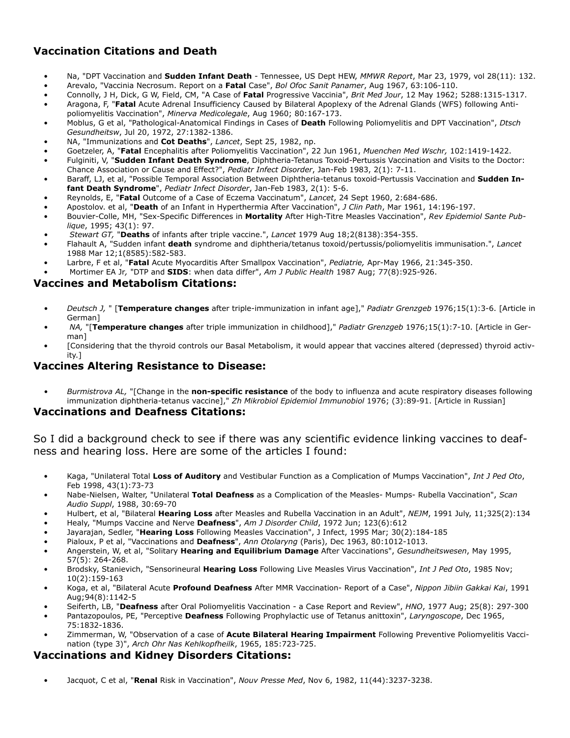## Vaccination Citations and Death

- Na, "DPT Vaccination and **Sudden Infant Death** - Tennessee, US Dept HEW, *MMWR Report*, Mar 23, 1979, vol 28(11): 132.
- Arevalo, "Vaccinia Necrosum. Report on a **Fatal** Case", *Bol Ofoc Sanit Panamer*, Aug 1967, 63:106-110.
- Connolly, J H, Dick, G W, Field, CM, "A Case of **Fatal** Progressive Vaccinia", *Brit Med Jour*, 12 May 1962; 5288:1315-1317.
- Aragona, F, "**Fatal** Acute Adrenal Insufficiency Caused by Bilateral Apoplexy of the Adrenal Glands (WFS) following Anti-poliomyelitis Vaccination", *Minerva Medicolegale*, Aug 1960; 80:167-173.
- Moblus, G et al, "Pathological-Anatomical Findings in Cases of **Death** Following Poliomyelitis and DPT Vaccination", *Dtsch Gesundheitsw*, Jul 20, 1972, 27:1382-1386.
- NA, "Immunizations and **Cot Deaths**", *Lancet*, Sept 25, 1982, np.
- Goetzeler, A, "**Fatal** Encephalitis after Poliomyelitis Vaccination", 22 Jun 1961, *Muenchen Med Wschr,* 102:1419-1422.
- Fulginiti, V, "**Sudden Infant Death Syndrome**, Diphtheria-Tetanus Toxoid-Pertussis Vaccination and Visits to the Doctor: Chance Association or Cause and Effect?", *Pediatr Infect Disorder*, Jan-Feb 1983, 2(1): 7-11.
- Baraff, LJ, et al, "Possible Temporal Association Between Diphtheria-tetanus toxoid-Pertussis Vaccination and **Sudden Infant Death Syndrome**", *Pediatr Infect Disorder*, Jan-Feb 1983, 2(1): 5-6.
- Reynolds, E, "**Fatal** Outcome of a Case of Eczema Vaccinatum", *Lancet*, 24 Sept 1960, 2:684-686.
- Apostolov. et al, "**Death** of an Infant in Hyperthermia After Vaccination", *J Clin Path*, Mar 1961, 14:196-197.
- Bouvier-Colle, MH, "Sex-Specific Differences in **Mortality** After High-Titre Measles Vaccination", *Rev Epidemiol Sante Publique*, 1995; 43(1): 97.
- *Stewart GT,* "**Deaths** of infants after triple vaccine.", *Lancet* 1979 Aug 18;2(8138):354-355.
- Flahault A, "Sudden infant **death** syndrome and diphtheria/tetanus toxoid/pertussis/poliomyelitis immunisation.", *Lancet* 1988 Mar 12;1(8585):582-583.
- Larbre, F et al, "**Fatal** Acute Myocarditis After Smallpox Vaccination", *Pediatrie,* Apr-May 1966, 21:345-350.
- Mortimer EA Jr*,* "DTP and **SIDS**: when data differ", *Am J Public Health* 1987 Aug; 77(8):925-926.

## Vaccines and Metabolism Citations:

- *Deutsch J,* " [**Temperature changes** after triple-immunization in infant age]," *Padiatr Grenzgeb* 1976;15(1):3-6. [Article in German]
- *NA,* "[**Temperature changes** after triple immunization in childhood]," *Padiatr Grenzgeb* 1976;15(1):7-10. [Article in German]
- [Considering that the thyroid controls our Basal Metabolism, it would appear that vaccines altered (depressed) thyroid activity.]

## Vaccines Altering Resistance to Disease:

- *Burmistrova AL,* "[Change in the **non-specific resistance** of the body to influenza and acute respiratory diseases following immunization diphtheria-tetanus vaccine]," *Zh Mikrobiol Epidemiol Immunobiol* 1976; (3):89-91. [Article in Russian]

## Vaccinations and Deafness Citations:

So I did a background check to see if there was any scientific evidence linking vaccines to deafness and hearing loss. Here are some of the articles I found:

- Kaga, "Unilateral Total **Loss of Auditory** and Vestibular Function as a Complication of Mumps Vaccination", *Int J Ped Oto*, Feb 1998, 43(1):73-73
- Nabe-Nielsen, Walter, "Unilateral **Total Deafness** as a Complication of the Measles- Mumps- Rubella Vaccination", *Scan Audio Suppl*, 1988, 30:69-70
- Hulbert, et al, "Bilateral **Hearing Loss** after Measles and Rubella Vaccination in an Adult", *NEJM*, 1991 July, 11;325(2):134
- Healy, "Mumps Vaccine and Nerve **Deafness**", *Am J Disorder Child*, 1972 Jun; 123(6):612
- Jayarajan, Sedler, "**Hearing Loss** Following Measles Vaccination", J Infect, 1995 Mar; 30(2):184-185
- Pialoux, P et al, "Vaccinations and **Deafness**", *Ann Otolaryng* (Paris), Dec 1963, 80:1012-1013.
- Angerstein, W, et al, "Solitary **Hearing and Equilibrium Damage** After Vaccinations", *Gesundheitswesen*, May 1995, 57(5): 264-268.
- Brodsky, Stanievich, "Sensorineural **Hearing Loss** Following Live Measles Virus Vaccination", *Int J Ped Oto*, 1985 Nov; 10(2):159-163
- Koga, et al, "Bilateral Acute **Profound Deafness** After MMR Vaccination- Report of a Case", *Nippon Jibiin Gakkai Kai*, 1991 Aug;94(8):1142-5
- Seiferth, LB, "**Deafness** after Oral Poliomyelitis Vaccination - a Case Report and Review", *HNO*, 1977 Aug; 25(8): 297-300
- Pantazopoulos, PE, "Perceptive **Deafness** Following Prophylactic use of Tetanus anittoxin", *Laryngoscope*, Dec 1965, 75:1832-1836.
- Zimmerman, W, "Observation of a case of **Acute Bilateral Hearing Impairment** Following Preventive Poliomyelitis Vaccination (type 3)", *Arch Ohr Nas Kehlkopfheilk*, 1965, 185:723-725.

## Vaccinations and Kidney Disorders Citations:

- Jacquot, C et al, "**Renal** Risk in Vaccination", *Nouv Presse Med*, Nov 6, 1982, 11(44):3237-3238.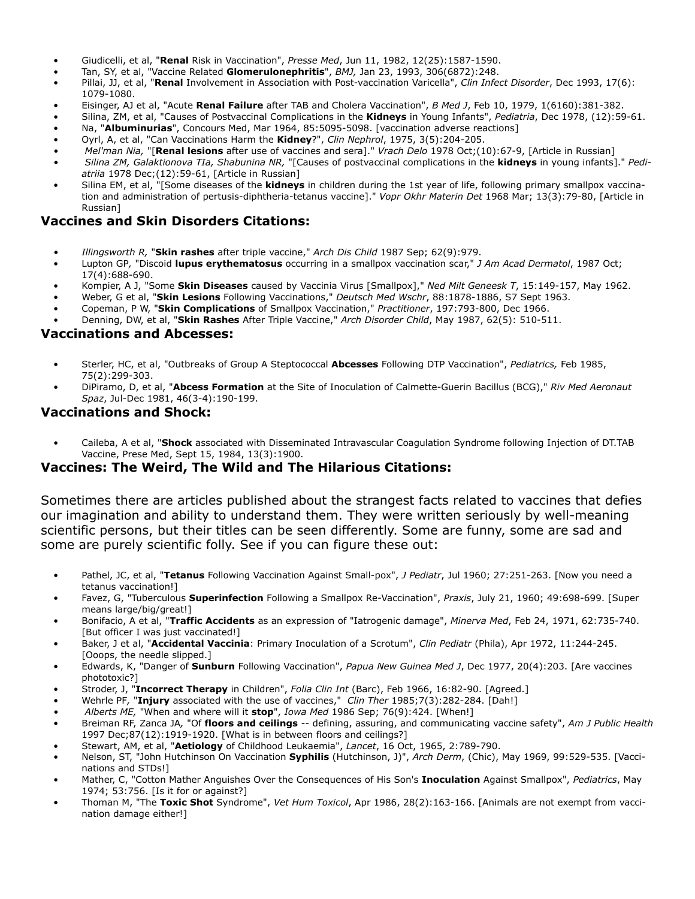- Giudicelli, et al, "**Renal** Risk in Vaccination", *Presse Med*, Jun 11, 1982, 12(25):1587-1590.
- Tan, SY, et al, "Vaccine Related **Glomerulonephritis**", *BMJ,* Jan 23, 1993, 306(6872):248.
- Pillai, JJ, et al, "**Renal** Involvement in Association with Post-vaccination Varicella", *Clin Infect Disorder*, Dec 1993, 17(6): 1079-1080.
- Eisinger, AJ et al, "Acute **Renal Failure** after TAB and Cholera Vaccination", *B Med J*, Feb 10, 1979, 1(6160):381-382.
- Silina, ZM, et al, "Causes of Postvaccinal Complications in the **Kidneys** in Young Infants", *Pediatria*, Dec 1978, (12):59-61.
- Na, "**Albuminurias**", Concours Med, Mar 1964, 85:5095-5098. [vaccination adverse reactions]
- Oyrl, A, et al, "Can Vaccinations Harm the **Kidney**?", *Clin Nephrol*, 1975, 3(5):204-205.
- *Mel'man Nia,* "[**Renal lesions** after use of vaccines and sera]." *Vrach Delo* 1978 Oct;(10):67-9, [Article in Russian]
- *Silina ZM, Galaktionova TIa, Shabunina NR,* "[Causes of postvaccinal complications in the **kidneys** in young infants]." *Pediatriia* 1978 Dec;(12):59-61, [Article in Russian]
- Silina EM, et al, "[Some diseases of the **kidneys** in children during the 1st year of life, following primary smallpox vaccination and administration of pertusis-diphtheria-tetanus vaccine]." *Vopr Okhr Materin Det* 1968 Mar; 13(3):79-80, [Article in Russian]

### Vaccines and Skin Disorders Citations:

- *Illingsworth R,* "**Skin rashes** after triple vaccine," *Arch Dis Child* 1987 Sep; 62(9):979.
- Lupton GP*,* "Discoid **lupus erythematosus** occurring in a smallpox vaccination scar," *J Am Acad Dermatol*, 1987 Oct; 17(4):688-690.
- Kompier, A J, "Some **Skin Diseases** caused by Vaccinia Virus [Smallpox]," *Ned Milt Geneesk T*, 15:149-157, May 1962.
- Weber, G et al, "**Skin Lesions** Following Vaccinations," *Deutsch Med Wschr*, 88:1878-1886, S7 Sept 1963.
- Copeman, P W, "**Skin Complications** of Smallpox Vaccination," *Practitioner*, 197:793-800, Dec 1966.
- Denning, DW, et al, "**Skin Rashes** After Triple Vaccine," *Arch Disorder Child*, May 1987, 62(5): 510-511.

### Vaccinations and Abcesses:

- Sterler, HC, et al, "Outbreaks of Group A Steptococcal **Abcesses** Following DTP Vaccination", *Pediatrics,* Feb 1985, 75(2):299-303.
- DiPiramo, D, et al, "**Abcess Formation** at the Site of Inoculation of Calmette-Guerin Bacillus (BCG)," *Riv Med Aeronaut Spaz*, Jul-Dec 1981, 46(3-4):190-199.

### Vaccinations and Shock:

- Caileba, A et al, "**Shock** associated with Disseminated Intravascular Coagulation Syndrome following Injection of DT.TAB Vaccine, Prese Med, Sept 15, 1984, 13(3):1900.

### Vaccines: The Weird, The Wild and The Hilarious Citations:

Sometimes there are articles published about the strangest facts related to vaccines that defies our imagination and ability to understand them. They were written seriously by well-meaning scientific persons, but their titles can be seen differently. Some are funny, some are sad and some are purely scientific folly. See if you can figure these out:

- Pathel, JC, et al, "**Tetanus** Following Vaccination Against Small-pox", *J Pediatr*, Jul 1960; 27:251-263. [Now you need a tetanus vaccination!]
- Favez, G, "Tuberculous **Superinfection** Following a Smallpox Re-Vaccination", *Praxis*, July 21, 1960; 49:698-699. [Super means large/big/great!]
- Bonifacio, A et al, "**Traffic Accidents** as an expression of "Iatrogenic damage", *Minerva Med*, Feb 24, 1971, 62:735-740. [But officer I was just vaccinated!]
- Baker, J et al, "**Accidental Vaccinia**: Primary Inoculation of a Scrotum", *Clin Pediatr* (Phila), Apr 1972, 11:244-245. [Ooops, the needle slipped.]
- Edwards, K, "Danger of **Sunburn** Following Vaccination", *Papua New Guinea Med J*, Dec 1977, 20(4):203. [Are vaccines phototoxic?]
- Stroder, J, "**Incorrect Therapy** in Children", *Folia Clin Int* (Barc), Feb 1966, 16:82-90. [Agreed.]
- Wehrle PF*,* "**Injury** associated with the use of vaccines," *Clin Ther* 1985;7(3):282-284. [Dah!]
- *Alberts ME,* "When and where will it **stop**", *Iowa Med* 1986 Sep; 76(9):424. [When!]
- Breiman RF, Zanca JA*,* "Of **floors and ceilings** -- defining, assuring, and communicating vaccine safety", *Am J Public Health* 1997 Dec;87(12):1919-1920. [What is in between floors and ceilings?]
- Stewart, AM, et al, "**Aetiology** of Childhood Leukaemia", *Lancet*, 16 Oct, 1965, 2:789-790.
- Nelson, ST, "John Hutchinson On Vaccination **Syphilis** (Hutchinson, J)", *Arch Derm*, (Chic), May 1969, 99:529-535. [Vaccinations and STDs!]
- Mather, C, "Cotton Mather Anguishes Over the Consequences of His Son's **Inoculation** Against Smallpox", *Pediatrics*, May 1974; 53:756. [Is it for or against?]
- Thoman M, "The **Toxic Shot** Syndrome", *Vet Hum Toxicol*, Apr 1986, 28(2):163-166. [Animals are not exempt from vaccination damage either!]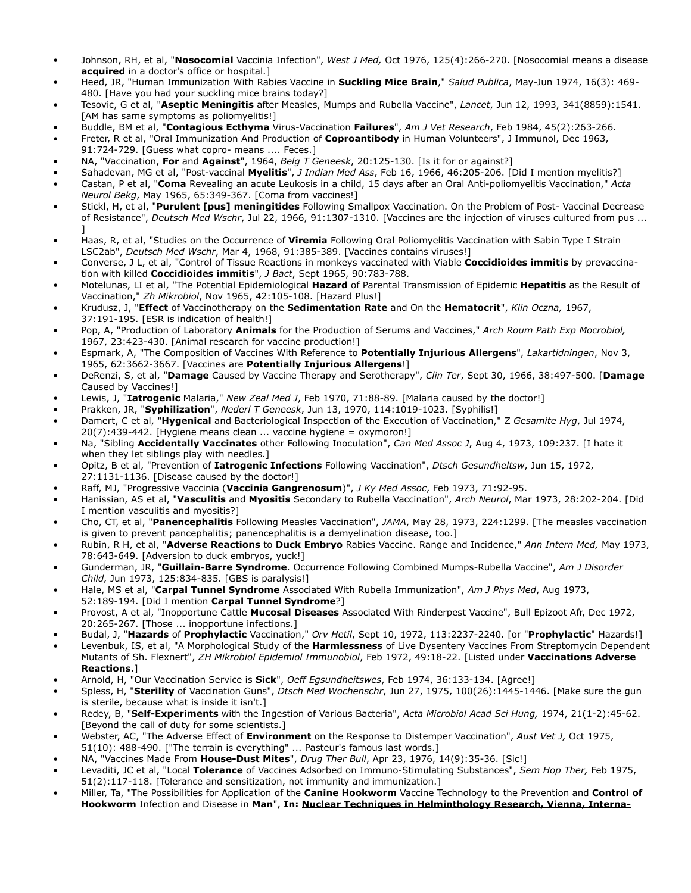- Johnson, RH, et al, "**Nosocomial** Vaccinia Infection", *West J Med,* Oct 1976, 125(4):266-270. [Nosocomial means a disease **acquired** in a doctor's office or hospital.]
- Heed, JR, "Human Immunization With Rabies Vaccine in **Suckling Mice Brain**," *Salud Publica*, May-Jun 1974, 16(3): 469-480. [Have you had your suckling mice brains today?]
- Tesovic, G et al, "**Aseptic Meningitis** after Measles, Mumps and Rubella Vaccine", *Lancet*, Jun 12, 1993, 341(8859):1541. [AM has same symptoms as poliomyelitis!]
- Buddle, BM et al, "**Contagious Ecthyma** Virus-Vaccination **Failures**", *Am J Vet Research*, Feb 1984, 45(2):263-266.
- Freter, R et al, "Oral Immunization And Production of **Coproantibody** in Human Volunteers", J Immunol, Dec 1963, 91:724-729. [Guess what copro- means .... Feces.]
- NA, "Vaccination, **For** and **Against**", 1964, *Belg T Geneesk*, 20:125-130. [Is it for or against?]
- Sahadevan, MG et al, "Post-vaccinal **Myelitis**", *J Indian Med Ass*, Feb 16, 1966, 46:205-206. [Did I mention myelitis?]
- Castan, P et al, "**Coma** Revealing an acute Leukosis in a child, 15 days after an Oral Anti-poliomyelitis Vaccination," *Acta Neurol Bekg*, May 1965, 65:349-367. [Coma from vaccines!]
- Stickl, H, et al, "**Purulent [pus] meningitides** Following Smallpox Vaccination. On the Problem of Post- Vaccinal Decrease of Resistance", *Deutsch Med Wschr*, Jul 22, 1966, 91:1307-1310. [Vaccines are the injection of viruses cultured from pus ... ]
- Haas, R, et al, "Studies on the Occurrence of **Viremia** Following Oral Poliomyelitis Vaccination with Sabin Type I Strain LSC2ab", *Deutsch Med Wschr*, Mar 4, 1968, 91:385-389. [Vaccines contains viruses!]
- Converse, J L, et al, "Control of Tissue Reactions in monkeys vaccinated with Viable **Coccidioides immitis** by prevaccination with killed **Coccidioides immitis**", *J Bact*, Sept 1965, 90:783-788.
- Motelunas, LI et al, "The Potential Epidemiological **Hazard** of Parental Transmission of Epidemic **Hepatitis** as the Result of Vaccination," *Zh Mikrobiol*, Nov 1965, 42:105-108. [Hazard Plus!]
- Krudusz, J, "**Effect** of Vaccinotherapy on the **Sedimentation Rate** and On the **Hematocrit**", *Klin Oczna,* 1967, 37:191-195. [ESR is indication of health!]
- Pop, A, "Production of Laboratory **Animals** for the Production of Serums and Vaccines," *Arch Roum Path Exp Mocrobiol,* 1967, 23:423-430. [Animal research for vaccine production!]
- Espmark, A, "The Composition of Vaccines With Reference to **Potentially Injurious Allergens**", *Lakartidningen*, Nov 3, 1965, 62:3662-3667. [Vaccines are **Potentially Injurious Allergens**!]
- DeRenzi, S, et al, "**Damage** Caused by Vaccine Therapy and Serotherapy", *Clin Ter*, Sept 30, 1966, 38:497-500. [**Damage** Caused by Vaccines!]
- Lewis, J, "**Iatrogenic** Malaria," *New Zeal Med J*, Feb 1970, 71:88-89. [Malaria caused by the doctor!]
- Prakken, JR, "**Syphilization**", *Nederl T Geneesk*, Jun 13, 1970, 114:1019-1023. [Syphilis!]
- Damert, C et al, "**Hygenical** and Bacteriological Inspection of the Execution of Vaccination," Z *Gesamite Hyg*, Jul 1974, 20(7):439-442. [Hygiene means clean ... vaccine hygiene = oxymoron!]
- Na, "Sibling **Accidentally Vaccinates** other Following Inoculation", *Can Med Assoc J*, Aug 4, 1973, 109:237. [I hate it when they let siblings play with needles.]
- Opitz, B et al, "Prevention of **Iatrogenic Infections** Following Vaccination", *Dtsch Gesundheltsw*, Jun 15, 1972, 27:1131-1136. [Disease caused by the doctor!]
- Raff, MJ, "Progressive Vaccinia (**Vaccinia Gangrenosum**)", *J Ky Med Assoc*, Feb 1973, 71:92-95.
- Hanissian, AS et al, "**Vasculitis** and **Myositis** Secondary to Rubella Vaccination", *Arch Neurol*, Mar 1973, 28:202-204. [Did I mention vasculitis and myositis?]
- Cho, CT, et al, "**Panencephalitis** Following Measles Vaccination", *JAMA*, May 28, 1973, 224:1299. [The measles vaccination is given to prevent pancephalitis; panencephalitis is a demyelination disease, too.]
- Rubin, R H, et al, "**Adverse Reactions** to **Duck Embryo** Rabies Vaccine. Range and Incidence," *Ann Intern Med,* May 1973, 78:643-649. [Adversion to duck embryos, yuck!]
- Gunderman, JR, "**Guillain-Barre Syndrome**. Occurrence Following Combined Mumps-Rubella Vaccine", *Am J Disorder Child,* Jun 1973, 125:834-835. [GBS is paralysis!]
- Hale, MS et al, "**Carpal Tunnel Syndrome** Associated With Rubella Immunization", *Am J Phys Med*, Aug 1973, 52:189-194. [Did I mention **Carpal Tunnel Syndrome**?]
- Provost, A et al, "Inopportune Cattle **Mucosal Diseases** Associated With Rinderpest Vaccine", Bull Epizoot Afr, Dec 1972, 20:265-267. [Those ... inopportune infections.]
- Budal, J, "**Hazards** of **Prophylactic** Vaccination," *Orv Hetil*, Sept 10, 1972, 113:2237-2240. [or "**Prophylactic**" Hazards!]
- Levenbuk, IS, et al, "A Morphological Study of the **Harmlessness** of Live Dysentery Vaccines From Streptomycin Dependent Mutants of Sh. Flexnert", *ZH Mikrobiol Epidemiol Immunobiol*, Feb 1972, 49:18-22. [Listed under **Vaccinations Adverse Reactions**.]
- Arnold, H, "Our Vaccination Service is **Sick**", *Oeff Egsundheitswes*, Feb 1974, 36:133-134. [Agree!]
- Spless, H, "**Sterility** of Vaccination Guns", *Dtsch Med Wochenschr*, Jun 27, 1975, 100(26):1445-1446. [Make sure the gun is sterile, because what is inside it isn't.]
- Redey, B, "**Self-Experiments** with the Ingestion of Various Bacteria", *Acta Microbiol Acad Sci Hung,* 1974, 21(1-2):45-62. [Beyond the call of duty for some scientists.]
- Webster, AC, "The Adverse Effect of **Environment** on the Response to Distemper Vaccination", *Aust Vet J,* Oct 1975, 51(10): 488-490. ["The terrain is everything" ... Pasteur's famous last words.]
- NA, "Vaccines Made From **House-Dust Mites**", *Drug Ther Bull*, Apr 23, 1976, 14(9):35-36. [Sic!]
- Levaditi, JC et al, "Local **Tolerance** of Vaccines Adsorbed on Immuno-Stimulating Substances", *Sem Hop Ther,* Feb 1975, 51(2):117-118. [Tolerance and sensitization, not immunity and immunization.]
- Miller, Ta, "The Possibilities for Application of the **Canine Hookworm** Vaccine Technology to the Prevention and **Control of Hookworm** Infection and Disease in **Man**", **In: <u>Nuclear Techniques in Helminthology Research, Vienna, Interna-</u>**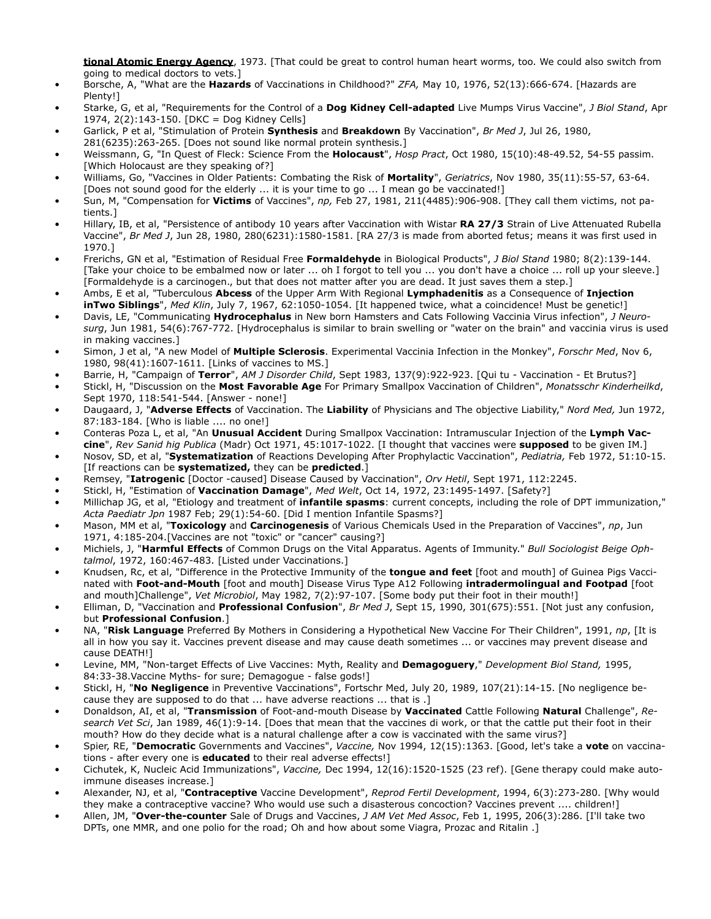**tional Atomic Energy Agency**, 1973. [That could be great to control human heart worms, too. We could also switch from going to medical doctors to vets.]

- Borsche, A, "What are the **Hazards** of Vaccinations in Childhood?" *ZFA,* May 10, 1976, 52(13):666-674. [Hazards are Plenty!]
- Starke, G, et al, "Requirements for the Control of a **Dog Kidney Cell-adapted** Live Mumps Virus Vaccine", *J Biol Stand*, Apr 1974, 2(2):143-150. [DKC = Dog Kidney Cells]
- Garlick, P et al, "Stimulation of Protein **Synthesis** and **Breakdown** By Vaccination", *Br Med J*, Jul 26, 1980, 281(6235):263-265. [Does not sound like normal protein synthesis.]
- Weissmann, G, "In Quest of Fleck: Science From the **Holocaust**", *Hosp Pract*, Oct 1980, 15(10):48-49.52, 54-55 passim. [Which Holocaust are they speaking of?]
- Williams, Go, "Vaccines in Older Patients: Combating the Risk of **Mortality**", *Geriatrics*, Nov 1980, 35(11):55-57, 63-64. [Does not sound good for the elderly ... it is your time to go ... I mean go be vaccinated!]
- Sun, M, "Compensation for **Victims** of Vaccines", *np,* Feb 27, 1981, 211(4485):906-908. [They call them victims, not patients.]
- Hillary, IB, et al, "Persistence of antibody 10 years after Vaccination with Wistar **RA 27/3** Strain of Live Attenuated Rubella Vaccine", *Br Med J*, Jun 28, 1980, 280(6231):1580-1581. [RA 27/3 is made from aborted fetus; means it was first used in 1970.]
- Frerichs, GN et al, "Estimation of Residual Free **Formaldehyde** in Biological Products", *J Biol Stand* 1980; 8(2):139-144. [Take your choice to be embalmed now or later ... oh I forgot to tell you ... you don't have a choice ... roll up your sleeve.] [Formaldehyde is a carcinogen., but that does not matter after you are dead. It just saves them a step.]
- Ambs, E et al, "Tuberculous **Abcess** of the Upper Arm With Regional **Lymphadenitis** as a Consequence of **Injection inTwo Siblings**", *Med Klin*, July 7, 1967, 62:1050-1054. [It happened twice, what a coincidence! Must be genetic!]
- Davis, LE, "Communicating **Hydrocephalus** in New born Hamsters and Cats Following Vaccinia Virus infection", *J Neurosurg*, Jun 1981, 54(6):767-772. [Hydrocephalus is similar to brain swelling or "water on the brain" and vaccinia virus is used in making vaccines.]
- Simon, J et al, "A new Model of **Multiple Sclerosis**. Experimental Vaccinia Infection in the Monkey", *Forschr Med*, Nov 6, 1980, 98(41):1607-1611. [Links of vaccines to MS.]
- Barrie, H, "Campaign of **Terror**", *AM J Disorder Child*, Sept 1983, 137(9):922-923. [Qui tu - Vaccination - Et Brutus?]
- Stickl, H, "Discussion on the **Most Favorable Age** For Primary Smallpox Vaccination of Children", *Monatsschr Kinderheilkd*, Sept 1970, 118:541-544. [Answer - none!]
- Daugaard, J, "**Adverse Effects** of Vaccination. The **Liability** of Physicians and The objective Liability," *Nord Med,* Jun 1972, 87:183-184. [Who is liable .... no one!]
- Conteras Poza L, et al, "An **Unusual Accident** During Smallpox Vaccination: Intramuscular Injection of the **Lymph Vaccine**", *Rev Sanid hig Publica* (Madr) Oct 1971, 45:1017-1022. [I thought that vaccines were **supposed** to be given IM.]
- Nosov, SD, et al, "**Systematization** of Reactions Developing After Prophylactic Vaccination", *Pediatria,* Feb 1972, 51:10-15. [If reactions can be **systematized,** they can be **predicted**.]
- Remsey, "**Iatrogenic** [Doctor -caused] Disease Caused by Vaccination", *Orv Hetil*, Sept 1971, 112:2245.
- Stickl, H, "Estimation of **Vaccination Damage**", *Med Welt*, Oct 14, 1972, 23:1495-1497. [Safety?]
- Millichap JG, et al, "Etiology and treatment of **infantile spasms**: current concepts, including the role of DPT immunization," *Acta Paediatr Jpn* 1987 Feb; 29(1):54-60. [Did I mention Infantile Spasms?]
- Mason, MM et al, "**Toxicology** and **Carcinogenesis** of Various Chemicals Used in the Preparation of Vaccines", *np*, Jun 1971, 4:185-204.[Vaccines are not "toxic" or "cancer" causing?]
- Michiels, J, "**Harmful Effects** of Common Drugs on the Vital Apparatus. Agents of Immunity." *Bull Sociologist Beige Ophtalmol*, 1972, 160:467-483. [Listed under Vaccinations.]
- Knudsen, Rc, et al, "Difference in the Protective Immunity of the **tongue and feet** [foot and mouth] of Guinea Pigs Vaccinated with **Foot-and-Mouth** [foot and mouth] Disease Virus Type A12 Following **intradermolingual and Footpad** [foot and mouth]Challenge", *Vet Microbiol*, May 1982, 7(2):97-107. [Some body put their foot in their mouth!]
- Elliman, D, "Vaccination and **Professional Confusion**", *Br Med J*, Sept 15, 1990, 301(675):551. [Not just any confusion, but **Professional Confusion**.]
- NA, "**Risk Language** Preferred By Mothers in Considering a Hypothetical New Vaccine For Their Children", 1991, *np*, [It is all in how you say it. Vaccines prevent disease and may cause death sometimes ... or vaccines may prevent disease and cause DEATH!]
- Levine, MM, "Non-target Effects of Live Vaccines: Myth, Reality and **Demagoguery**," *Development Biol Stand,* 1995, 84:33-38.Vaccine Myths- for sure; Demagogue - false gods!]
- Stickl, H, "**No Negligence** in Preventive Vaccinations", Fortschr Med, July 20, 1989, 107(21):14-15. [No negligence because they are supposed to do that ... have adverse reactions ... that is .]
- Donaldson, AI, et al, "**Transmission** of Foot-and-mouth Disease by **Vaccinated** Cattle Following **Natural** Challenge", *Research Vet Sci*, Jan 1989, 46(1):9-14. [Does that mean that the vaccines di work, or that the cattle put their foot in their mouth? How do they decide what is a natural challenge after a cow is vaccinated with the same virus?]
- Spier, RE, "**Democratic** Governments and Vaccines", *Vaccine,* Nov 1994, 12(15):1363. [Good, let's take a **vote** on vaccinations - after every one is **educated** to their real adverse effects!]
- Cichutek, K, Nucleic Acid Immunizations", *Vaccine,* Dec 1994, 12(16):1520-1525 (23 ref). [Gene therapy could make autoimmune diseases increase.]
- Alexander, NJ, et al, "**Contraceptive** Vaccine Development", *Reprod Fertil Development*, 1994, 6(3):273-280. [Why would they make a contraceptive vaccine? Who would use such a disasterous concoction? Vaccines prevent .... children!]
- Allen, JM, "**Over-the-counter** Sale of Drugs and Vaccines, *J AM Vet Med Assoc*, Feb 1, 1995, 206(3):286. [I'll take two DPTs, one MMR, and one polio for the road; Oh and how about some Viagra, Prozac and Ritalin .]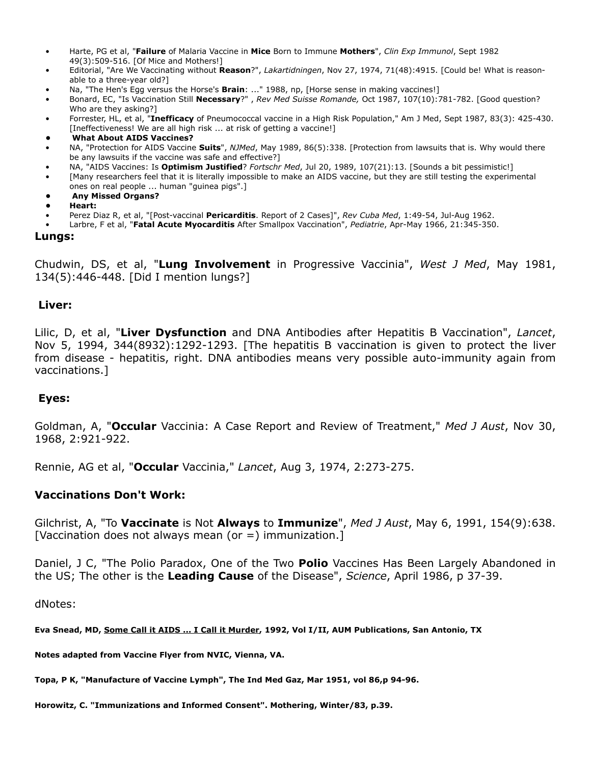- Harte, PG et al, "**Failure** of Malaria Vaccine in **Mice** Born to Immune **Mothers**", *Clin Exp Immunol*, Sept 1982 49(3):509-516. [Of Mice and Mothers!]
- Editorial, "Are We Vaccinating without **Reason**?", *Lakartidningen*, Nov 27, 1974, 71(48):4915. [Could be! What is reasonable to a three-year old?]
- Na, "The Hen's Egg versus the Horse's **Brain**: ..." 1988, np, [Horse sense in making vaccines!]
- Bonard, EC, "Is Vaccination Still **Necessary**?" , *Rev Med Suisse Romande,* Oct 1987, 107(10):781-782. [Good question? Who are they asking?]
- Forrester, HL, et al, "**Inefficacy** of Pneumococcal vaccine in a High Risk Population," Am J Med, Sept 1987, 83(3): 425-430. [Ineffectiveness! We are all high risk ... at risk of getting a vaccine!]
- **What About AIDS Vaccines?**
- NA, "Protection for AIDS Vaccine **Suits**", *NJMed*, May 1989, 86(5):338. [Protection from lawsuits that is. Why would there be any lawsuits if the vaccine was safe and effective?]
- NA, "AIDS Vaccines: Is **Optimism Justified**? *Fortschr Med*, Jul 20, 1989, 107(21):13. [Sounds a bit pessimistic!]
- [Many researchers feel that it is literally impossible to make an AIDS vaccine, but they are still testing the experimental ones on real people ... human "guinea pigs".]
- **Any Missed Organs?**
- **Heart:**
- Perez Diaz R, et al, "[Post-vaccinal **Pericarditis**. Report of 2 Cases]", *Rev Cuba Med*, 1:49-54, Jul-Aug 1962.
- Larbre, F et al, "**Fatal Acute Myocarditis** After Smallpox Vaccination", *Pediatrie*, Apr-May 1966, 21:345-350.

### Lungs:

Chudwin, DS, et al, "**Lung Involvement** in Progressive Vaccinia", *West J Med*, May 1981, 134(5):446-448. [Did I mention lungs?]

### Liver:

Lilic, D, et al, "**Liver Dysfunction** and DNA Antibodies after Hepatitis B Vaccination", *Lancet*, Nov 5, 1994, 344(8932):1292-1293. [The hepatitis B vaccination is given to protect the liver from disease - hepatitis, right. DNA antibodies means very possible auto-immunity again from vaccinations.]

### Eyes:

Goldman, A, "**Occular** Vaccinia: A Case Report and Review of Treatment," *Med J Aust*, Nov 30, 1968, 2:921-922.

Rennie, AG et al, "**Occular** Vaccinia," *Lancet*, Aug 3, 1974, 2:273-275.

### Vaccinations Don't Work:

Gilchrist, A, "To **Vaccinate** is Not **Always** to **Immunize**", *Med J Aust*, May 6, 1991, 154(9):638. [Vaccination does not always mean (or =) immunization.]

Daniel, J C, "The Polio Paradox, One of the Two **Polio** Vaccines Has Been Largely Abandoned in the US; The other is the **Leading Cause** of the Disease", *Science*, April 1986, p 37-39.

dNotes:

**Eva Snead, MD, Some Call it AIDS ... I Call it Murder, 1992, Vol I/II, AUM Publications, San Antonio, TX**

**Notes adapted from Vaccine Flyer from NVIC, Vienna, VA.**

**Topa, P K, "Manufacture of Vaccine Lymph", The Ind Med Gaz, Mar 1951, vol 86,p 94-96.**

**Horowitz, C. "Immunizations and Informed Consent". Mothering, Winter/83, p.39.**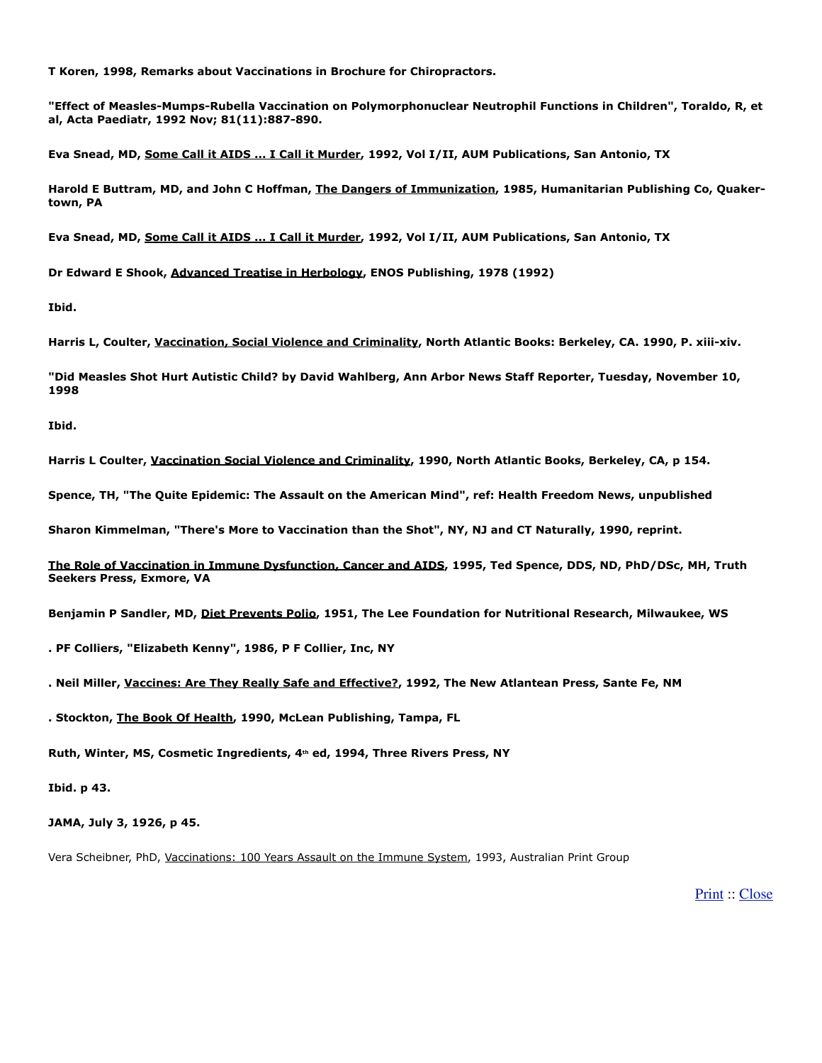**T Koren, 1998, Remarks about Vaccinations in Brochure for Chiropractors.**

**"Effect of Measles-Mumps-Rubella Vaccination on Polymorphonuclear Neutrophil Functions in Children", Toraldo, R, et al, Acta Paediatr, 1992 Nov; 81(11):887-890.**

**Eva Snead, MD, Some Call it AIDS ... I Call it Murder, 1992, Vol I/II, AUM Publications, San Antonio, TX**

**Harold E Buttram, MD, and John C Hoffman, The Dangers of Immunization, 1985, Humanitarian Publishing Co, Quakertown, PA**

**Eva Snead, MD, Some Call it AIDS ... I Call it Murder, 1992, Vol I/II, AUM Publications, San Antonio, TX**

**Dr Edward E Shook, Advanced Treatise in Herbology, ENOS Publishing, 1978 (1992)**

**Ibid.**

**Harris L, Coulter, Vaccination, Social Violence and Criminality, North Atlantic Books: Berkeley, CA. 1990, P. xiii-xiv.**

**"Did Measles Shot Hurt Autistic Child? by David Wahlberg, Ann Arbor News Staff Reporter, Tuesday, November 10, 1998**

**Ibid.**

**Harris L Coulter, Vaccination Social Violence and Criminality, 1990, North Atlantic Books, Berkeley, CA, p 154.**

**Spence, TH, "The Quite Epidemic: The Assault on the American Mind", ref: Health Freedom News, unpublished**

**Sharon Kimmelman, "There's More to Vaccination than the Shot", NY, NJ and CT Naturally, 1990, reprint.**

**The Role of Vaccination in Immune Dysfunction, Cancer and AIDS, 1995, Ted Spence, DDS, ND, PhD/DSc, MH, Truth Seekers Press, Exmore, VA**

**Benjamin P Sandler, MD, Diet Prevents Polio, 1951, The Lee Foundation for Nutritional Research, Milwaukee, WS**

**. PF Colliers, "Elizabeth Kenny", 1986, P F Collier, Inc, NY**

**. Neil Miller, Vaccines: Are They Really Safe and Effective?, 1992, The New Atlantean Press, Sante Fe, NM**

**. Stockton, The Book Of Health, 1990, McLean Publishing, Tampa, FL**

**Ruth, Winter, MS, Cosmetic Ingredients, 4th ed, 1994, Three Rivers Press, NY**

**Ibid. p 43.**

**JAMA, July 3, 1926, p 45.**

Vera Scheibner, PhD, Vaccinations: 100 Years Assault on the Immune System, 1993, Australian Print Group

Print :: Close